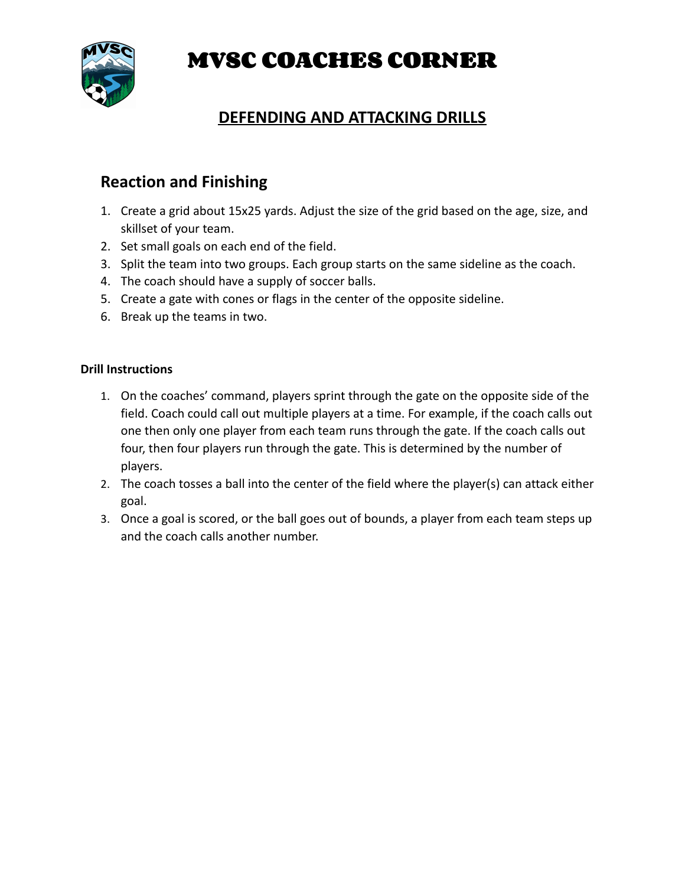# MVSC COACHES CORNER

## DEFENDING AND ATTACKING DRILLS

### Reaction and Finishing

1. Create a grid about 15x25 yards. Adjust the size of the grid based on the age, size, and skillset of your team.
2. Set small goals on each end of the field.
3. Split the team into two groups. Each group starts on the same sideline as the coach.
4. The coach should have a supply of soccer balls.
5. Create a gate with cones or flags in the center of the opposite sideline.
6. Break up the teams in two.

**Drill Instructions**

1. On the coaches' command, players sprint through the gate on the opposite side of the field. Coach could call out multiple players at a time. For example, if the coach calls out one then only one player from each team runs through the gate. If the coach calls out four, then four players run through the gate. This is determined by the number of players.
2. The coach tosses a ball into the center of the field where the player(s) can attack either goal.
3. Once a goal is scored, or the ball goes out of bounds, a player from each team steps up and the coach calls another number.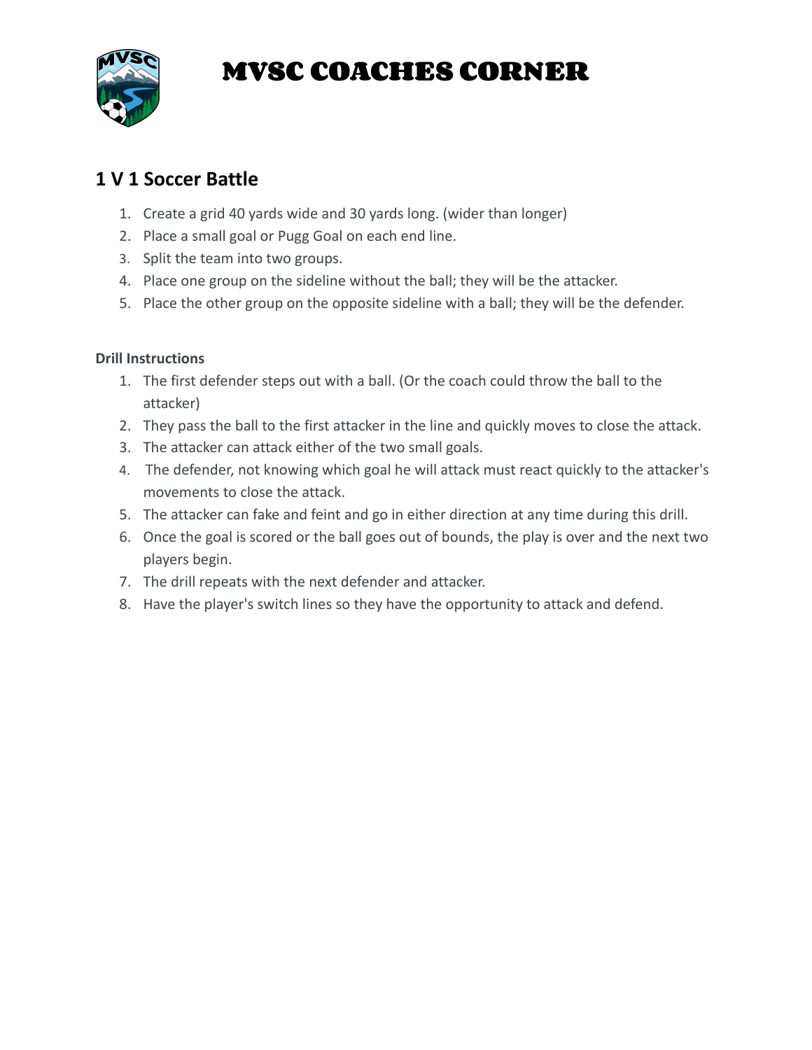# MVSC COACHES CORNER

## 1 V 1 Soccer Battle

1. Create a grid 40 yards wide and 30 yards long. (wider than longer)
2. Place a small goal or Pugg Goal on each end line.
3. Split the team into two groups.
4. Place one group on the sideline without the ball; they will be the attacker.
5. Place the other group on the opposite sideline with a ball; they will be the defender.

**Drill Instructions**

1. The first defender steps out with a ball. (Or the coach could throw the ball to the attacker)
2. They pass the ball to the first attacker in the line and quickly moves to close the attack.
3. The attacker can attack either of the two small goals.
4. The defender, not knowing which goal he will attack must react quickly to the attacker's movements to close the attack.
5. The attacker can fake and feint and go in either direction at any time during this drill.
6. Once the goal is scored or the ball goes out of bounds, the play is over and the next two players begin.
7. The drill repeats with the next defender and attacker.
8. Have the player's switch lines so they have the opportunity to attack and defend.